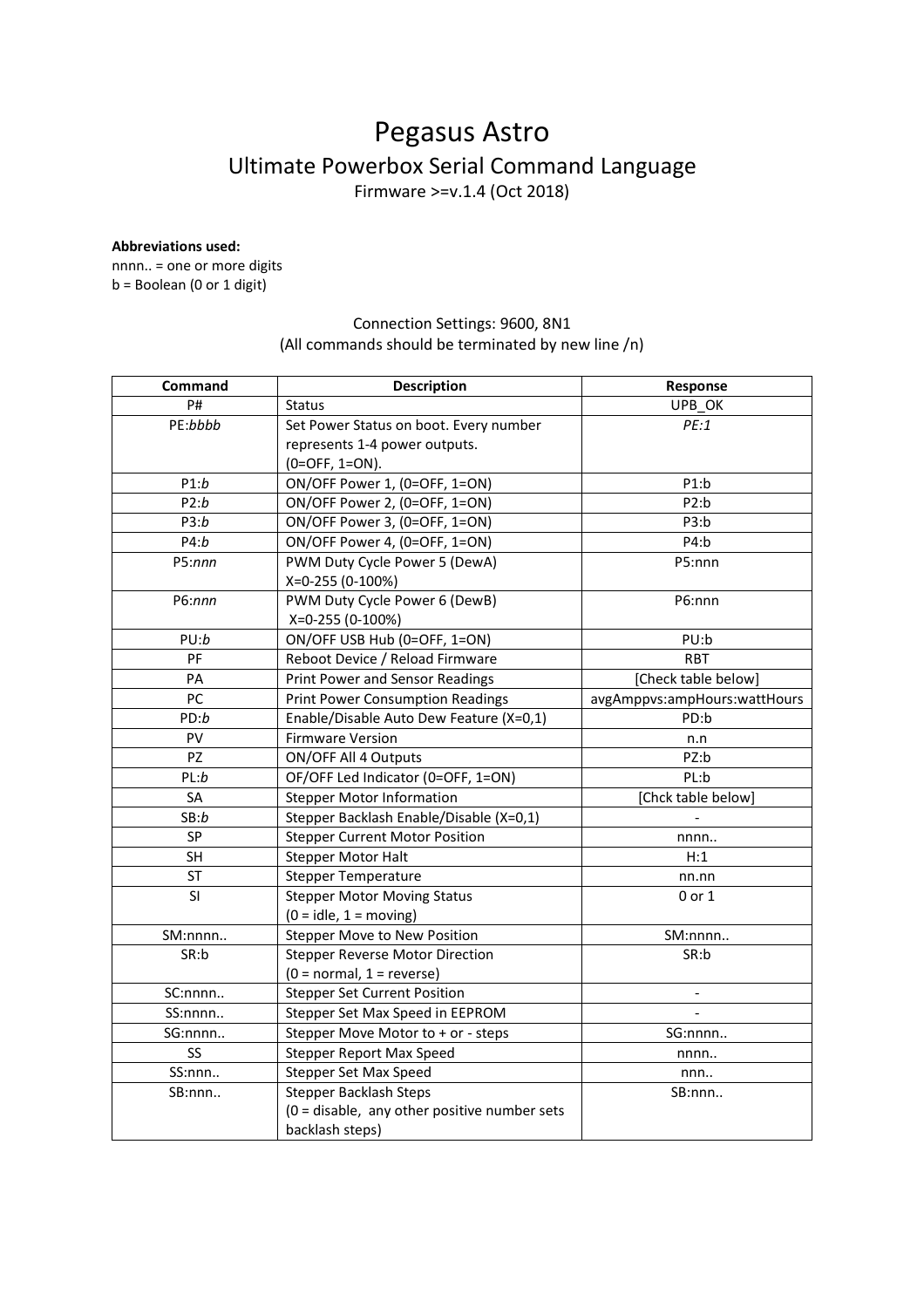# Pegasus Astro

## Ultimate Powerbox Serial Command Language

Firmware >=v.1.4 (Oct 2018)

**Abbreviations used:**
nnnn.. = one or more digits
b = Boolean (0 or 1 digit)

Connection Settings: 9600, 8N1
(All commands should be terminated by new line /n)

| Command | Description | Response |
|---|---|---|
| P# | Status | UPB_OK |
| PE:*bbbb* | Set Power Status on boot. Every number represents 1-4 power outputs. (0=OFF, 1=ON). | *PE:1* |
| P1:*b* | ON/OFF Power 1, (0=OFF, 1=ON) | P1:b |
| P2:*b* | ON/OFF Power 2, (0=OFF, 1=ON) | P2:b |
| P3:*b* | ON/OFF Power 3, (0=OFF, 1=ON) | P3:b |
| P4:*b* | ON/OFF Power 4, (0=OFF, 1=ON) | P4:b |
| P5:*nnn* | PWM Duty Cycle Power 5 (DewA) X=0-255 (0-100%) | P5:nnn |
| P6:*nnn* | PWM Duty Cycle Power 6 (DewB) X=0-255 (0-100%) | P6:nnn |
| PU:*b* | ON/OFF USB Hub (0=OFF, 1=ON) | PU:b |
| PF | Reboot Device / Reload Firmware | RBT |
| PA | Print Power and Sensor Readings | [Check table below] |
| PC | Print Power Consumption Readings | avgAmppvs:ampHours:wattHours |
| PD:*b* | Enable/Disable Auto Dew Feature (X=0,1) | PD:b |
| PV | Firmware Version | n.n |
| PZ | ON/OFF All 4 Outputs | PZ:b |
| PL:*b* | OF/OFF Led Indicator (0=OFF, 1=ON) | PL:b |
| SA | Stepper Motor Information | [Chck table below] |
| SB:*b* | Stepper Backlash Enable/Disable (X=0,1) | - |
| SP | Stepper Current Motor Position | nnnn.. |
| SH | Stepper Motor Halt | H:1 |
| ST | Stepper Temperature | nn.nn |
| SI | Stepper Motor Moving Status (0 = idle, 1 = moving) | 0 or 1 |
| SM:nnnn.. | Stepper Move to New Position | SM:nnnn.. |
| SR:b | Stepper Reverse Motor Direction (0 = normal, 1 = reverse) | SR:b |
| SC:nnnn.. | Stepper Set Current Position | - |
| SS:nnnn.. | Stepper Set Max Speed in EEPROM | - |
| SG:nnnn.. | Stepper Move Motor to + or - steps | SG:nnnn.. |
| SS | Stepper Report Max Speed | nnnn.. |
| SS:nnn.. | Stepper Set Max Speed | nnn.. |
| SB:nnn.. | Stepper Backlash Steps (0 = disable, any other positive number sets backlash steps) | SB:nnn.. |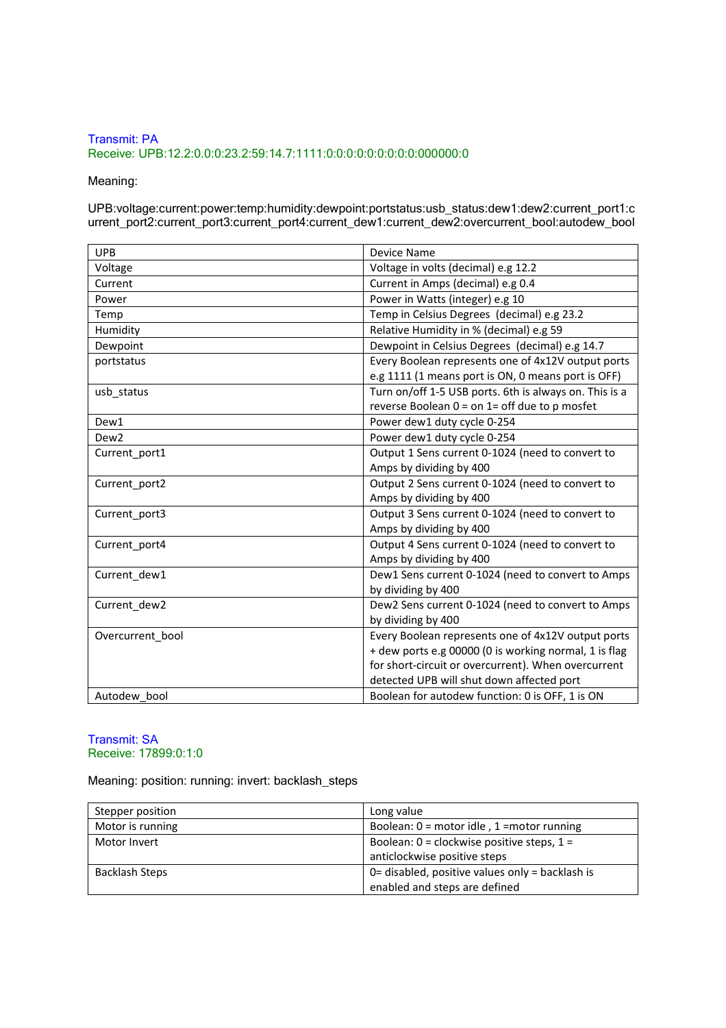Transmit: PA
Receive: UPB:12.2:0.0:0:23.2:59:14.7:1111:0:0:0:0:0:0:0:0:0:000000:0

Meaning:

UPB:voltage:current:power:temp:humidity:dewpoint:portstatus:usb_status:dew1:dew2:current_port1:current_port2:current_port3:current_port4:current_dew1:current_dew2:overcurrent_bool:autodew_bool

| | |
|---|---|
| UPB | Device Name |
| Voltage | Voltage in volts (decimal) e.g 12.2 |
| Current | Current in Amps (decimal) e.g 0.4 |
| Power | Power in Watts (integer) e.g 10 |
| Temp | Temp in Celsius Degrees (decimal) e.g 23.2 |
| Humidity | Relative Humidity in % (decimal) e.g 59 |
| Dewpoint | Dewpoint in Celsius Degrees (decimal) e.g 14.7 |
| portstatus | Every Boolean represents one of 4x12V output ports e.g 1111 (1 means port is ON, 0 means port is OFF) |
| usb_status | Turn on/off 1-5 USB ports. 6th is always on. This is a reverse Boolean 0 = on 1= off due to p mosfet |
| Dew1 | Power dew1 duty cycle 0-254 |
| Dew2 | Power dew1 duty cycle 0-254 |
| Current_port1 | Output 1 Sens current 0-1024 (need to convert to Amps by dividing by 400 |
| Current_port2 | Output 2 Sens current 0-1024 (need to convert to Amps by dividing by 400 |
| Current_port3 | Output 3 Sens current 0-1024 (need to convert to Amps by dividing by 400 |
| Current_port4 | Output 4 Sens current 0-1024 (need to convert to Amps by dividing by 400 |
| Current_dew1 | Dew1 Sens current 0-1024 (need to convert to Amps by dividing by 400 |
| Current_dew2 | Dew2 Sens current 0-1024 (need to convert to Amps by dividing by 400 |
| Overcurrent_bool | Every Boolean represents one of 4x12V output ports + dew ports e.g 00000 (0 is working normal, 1 is flag for short-circuit or overcurrent). When overcurrent detected UPB will shut down affected port |
| Autodew_bool | Boolean for autodew function: 0 is OFF, 1 is ON |

Transmit: SA
Receive: 17899:0:1:0

Meaning: position: running: invert: backlash_steps

| | |
|---|---|
| Stepper position | Long value |
| Motor is running | Boolean: 0 = motor idle , 1 =motor running |
| Motor Invert | Boolean: 0 = clockwise positive steps, 1 = anticlockwise positive steps |
| Backlash Steps | 0= disabled, positive values only = backlash is enabled and steps are defined |